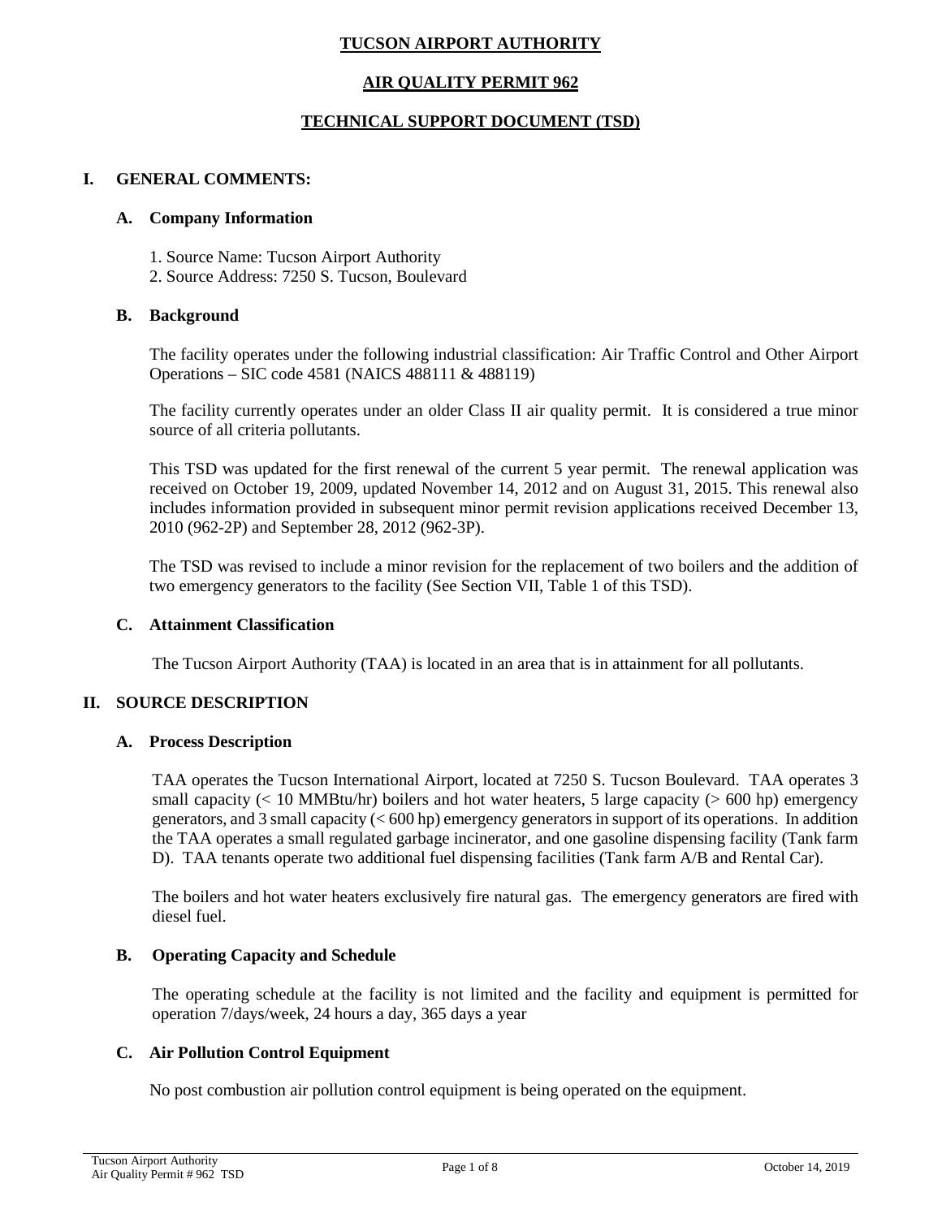# TUCSON AIRPORT AUTHORITY

## AIR QUALITY PERMIT 962

## TECHNICAL SUPPORT DOCUMENT (TSD)

## I. GENERAL COMMENTS:

### A. Company Information

1. Source Name: Tucson Airport Authority
2. Source Address: 7250 S. Tucson, Boulevard

### B. Background

The facility operates under the following industrial classification: Air Traffic Control and Other Airport Operations – SIC code 4581 (NAICS 488111 & 488119)

The facility currently operates under an older Class II air quality permit. It is considered a true minor source of all criteria pollutants.

This TSD was updated for the first renewal of the current 5 year permit. The renewal application was received on October 19, 2009, updated November 14, 2012 and on August 31, 2015. This renewal also includes information provided in subsequent minor permit revision applications received December 13, 2010 (962-2P) and September 28, 2012 (962-3P).

The TSD was revised to include a minor revision for the replacement of two boilers and the addition of two emergency generators to the facility (See Section VII, Table 1 of this TSD).

### C. Attainment Classification

The Tucson Airport Authority (TAA) is located in an area that is in attainment for all pollutants.

## II. SOURCE DESCRIPTION

### A. Process Description

TAA operates the Tucson International Airport, located at 7250 S. Tucson Boulevard. TAA operates 3 small capacity (< 10 MMBtu/hr) boilers and hot water heaters, 5 large capacity (> 600 hp) emergency generators, and 3 small capacity (< 600 hp) emergency generators in support of its operations. In addition the TAA operates a small regulated garbage incinerator, and one gasoline dispensing facility (Tank farm D). TAA tenants operate two additional fuel dispensing facilities (Tank farm A/B and Rental Car).

The boilers and hot water heaters exclusively fire natural gas. The emergency generators are fired with diesel fuel.

### B. Operating Capacity and Schedule

The operating schedule at the facility is not limited and the facility and equipment is permitted for operation 7/days/week, 24 hours a day, 365 days a year

### C. Air Pollution Control Equipment

No post combustion air pollution control equipment is being operated on the equipment.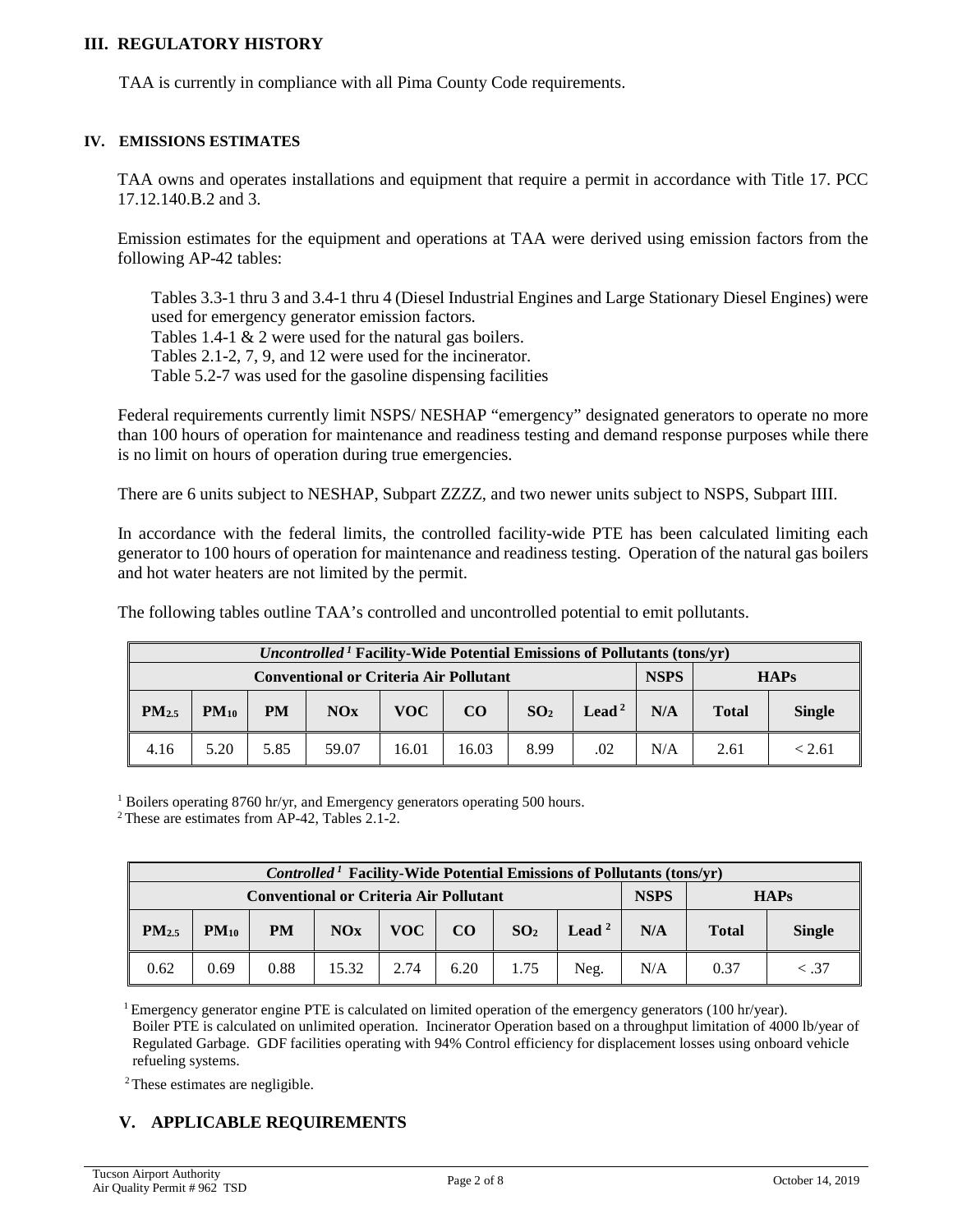## III. REGULATORY HISTORY

TAA is currently in compliance with all Pima County Code requirements.

## IV. EMISSIONS ESTIMATES

TAA owns and operates installations and equipment that require a permit in accordance with Title 17. PCC 17.12.140.B.2 and 3.

Emission estimates for the equipment and operations at TAA were derived using emission factors from the following AP-42 tables:

Tables 3.3-1 thru 3 and 3.4-1 thru 4 (Diesel Industrial Engines and Large Stationary Diesel Engines) were used for emergency generator emission factors.
Tables 1.4-1 & 2 were used for the natural gas boilers.
Tables 2.1-2, 7, 9, and 12 were used for the incinerator.
Table 5.2-7 was used for the gasoline dispensing facilities

Federal requirements currently limit NSPS/ NESHAP "emergency" designated generators to operate no more than 100 hours of operation for maintenance and readiness testing and demand response purposes while there is no limit on hours of operation during true emergencies.

There are 6 units subject to NESHAP, Subpart ZZZZ, and two newer units subject to NSPS, Subpart IIII.

In accordance with the federal limits, the controlled facility-wide PTE has been calculated limiting each generator to 100 hours of operation for maintenance and readiness testing. Operation of the natural gas boilers and hot water heaters are not limited by the permit.

The following tables outline TAA's controlled and uncontrolled potential to emit pollutants.

| *Uncontrolled* [1] Facility-Wide Potential Emissions of Pollutants (tons/yr) | | | | | | | | | | |
|---|---|---|---|---|---|---|---|---|---|---|
| Conventional or Criteria Air Pollutant | | | | | | | | NSPS | HAPs | |
| $PM_{2.5}$ | $PM_{10}$ | PM | NOx | VOC | CO | $SO_2$ | Lead [2] | N/A | Total | Single |
| 4.16 | 5.20 | 5.85 | 59.07 | 16.01 | 16.03 | 8.99 | .02 | N/A | 2.61 | < 2.61 |

[1] Boilers operating 8760 hr/yr, and Emergency generators operating 500 hours.
[2] These are estimates from AP-42, Tables 2.1-2.

| *Controlled* [1] Facility-Wide Potential Emissions of Pollutants (tons/yr) | | | | | | | | | | |
|---|---|---|---|---|---|---|---|---|---|---|
| Conventional or Criteria Air Pollutant | | | | | | | | NSPS | HAPs | |
| $PM_{2.5}$ | $PM_{10}$ | PM | NOx | VOC | CO | $SO_2$ | Lead [2] | N/A | Total | Single |
| 0.62 | 0.69 | 0.88 | 15.32 | 2.74 | 6.20 | 1.75 | Neg. | N/A | 0.37 | < .37 |

[1] Emergency generator engine PTE is calculated on limited operation of the emergency generators (100 hr/year). Boiler PTE is calculated on unlimited operation. Incinerator Operation based on a throughput limitation of 4000 lb/year of Regulated Garbage. GDF facilities operating with 94% Control efficiency for displacement losses using onboard vehicle refueling systems.

[2] These estimates are negligible.

## V. APPLICABLE REQUIREMENTS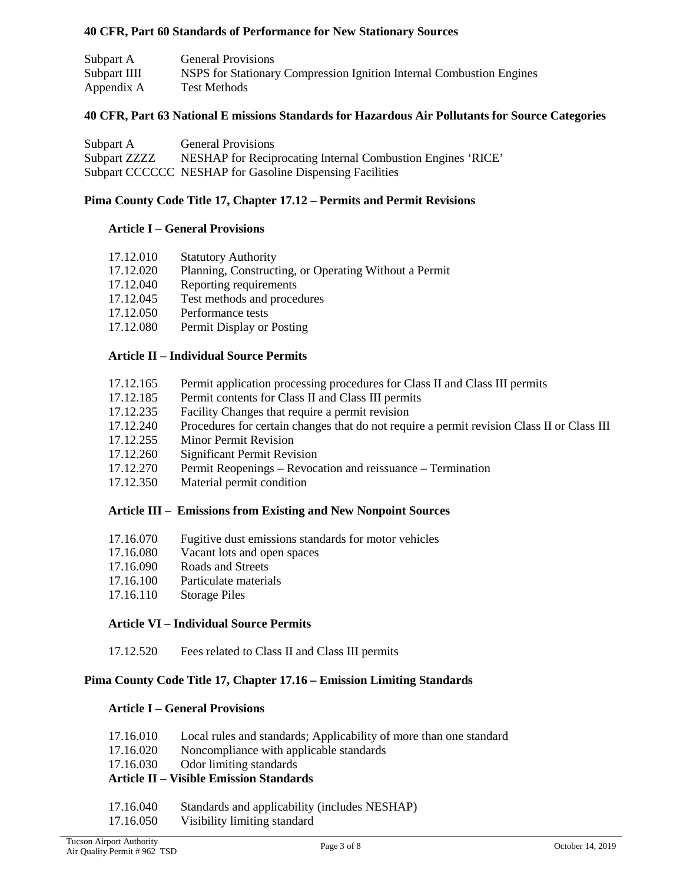#### 40 CFR, Part 60 Standards of Performance for New Stationary Sources

| | |
|---|---|
| Subpart A | General Provisions |
| Subpart IIII | NSPS for Stationary Compression Ignition Internal Combustion Engines |
| Appendix A | Test Methods |

#### 40 CFR, Part 63 National E missions Standards for Hazardous Air Pollutants for Source Categories

| | |
|---|---|
| Subpart A | General Provisions |
| Subpart ZZZZ | NESHAP for Reciprocating Internal Combustion Engines 'RICE' |
| Subpart CCCCCC | NESHAP for Gasoline Dispensing Facilities |

#### Pima County Code Title 17, Chapter 17.12 – Permits and Permit Revisions

**Article I – General Provisions**

| | |
|---|---|
| 17.12.010 | Statutory Authority |
| 17.12.020 | Planning, Constructing, or Operating Without a Permit |
| 17.12.040 | Reporting requirements |
| 17.12.045 | Test methods and procedures |
| 17.12.050 | Performance tests |
| 17.12.080 | Permit Display or Posting |

**Article II – Individual Source Permits**

| | |
|---|---|
| 17.12.165 | Permit application processing procedures for Class II and Class III permits |
| 17.12.185 | Permit contents for Class II and Class III permits |
| 17.12.235 | Facility Changes that require a permit revision |
| 17.12.240 | Procedures for certain changes that do not require a permit revision Class II or Class III |
| 17.12.255 | Minor Permit Revision |
| 17.12.260 | Significant Permit Revision |
| 17.12.270 | Permit Reopenings – Revocation and reissuance – Termination |
| 17.12.350 | Material permit condition |

**Article III – Emissions from Existing and New Nonpoint Sources**

| | |
|---|---|
| 17.16.070 | Fugitive dust emissions standards for motor vehicles |
| 17.16.080 | Vacant lots and open spaces |
| 17.16.090 | Roads and Streets |
| 17.16.100 | Particulate materials |
| 17.16.110 | Storage Piles |

**Article VI – Individual Source Permits**

| | |
|---|---|
| 17.12.520 | Fees related to Class II and Class III permits |

#### Pima County Code Title 17, Chapter 17.16 – Emission Limiting Standards

**Article I – General Provisions**

| | |
|---|---|
| 17.16.010 | Local rules and standards; Applicability of more than one standard |
| 17.16.020 | Noncompliance with applicable standards |
| 17.16.030 | Odor limiting standards |

**Article II – Visible Emission Standards**

| | |
|---|---|
| 17.16.040 | Standards and applicability (includes NESHAP) |
| 17.16.050 | Visibility limiting standard |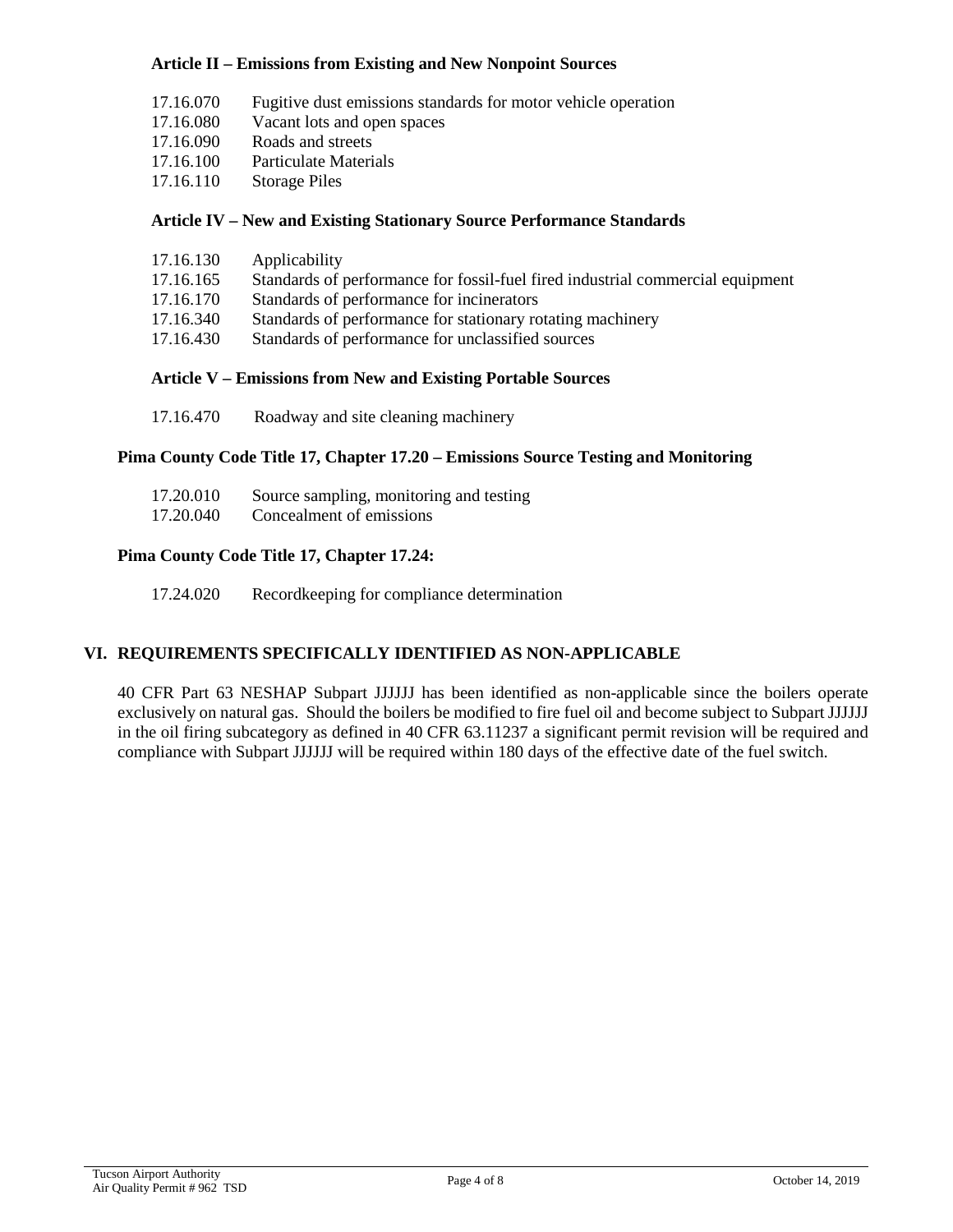#### Article II – Emissions from Existing and New Nonpoint Sources

- 17.16.070 Fugitive dust emissions standards for motor vehicle operation
- 17.16.080 Vacant lots and open spaces
- 17.16.090 Roads and streets
- 17.16.100 Particulate Materials
- 17.16.110 Storage Piles

#### Article IV – New and Existing Stationary Source Performance Standards

- 17.16.130 Applicability
- 17.16.165 Standards of performance for fossil-fuel fired industrial commercial equipment
- 17.16.170 Standards of performance for incinerators
- 17.16.340 Standards of performance for stationary rotating machinery
- 17.16.430 Standards of performance for unclassified sources

#### Article V – Emissions from New and Existing Portable Sources

- 17.16.470 Roadway and site cleaning machinery

### Pima County Code Title 17, Chapter 17.20 – Emissions Source Testing and Monitoring

- 17.20.010 Source sampling, monitoring and testing
- 17.20.040 Concealment of emissions

### Pima County Code Title 17, Chapter 17.24:

- 17.24.020 Recordkeeping for compliance determination

## VI. REQUIREMENTS SPECIFICALLY IDENTIFIED AS NON-APPLICABLE

40 CFR Part 63 NESHAP Subpart JJJJJJ has been identified as non-applicable since the boilers operate exclusively on natural gas. Should the boilers be modified to fire fuel oil and become subject to Subpart JJJJJJ in the oil firing subcategory as defined in 40 CFR 63.11237 a significant permit revision will be required and compliance with Subpart JJJJJJ will be required within 180 days of the effective date of the fuel switch.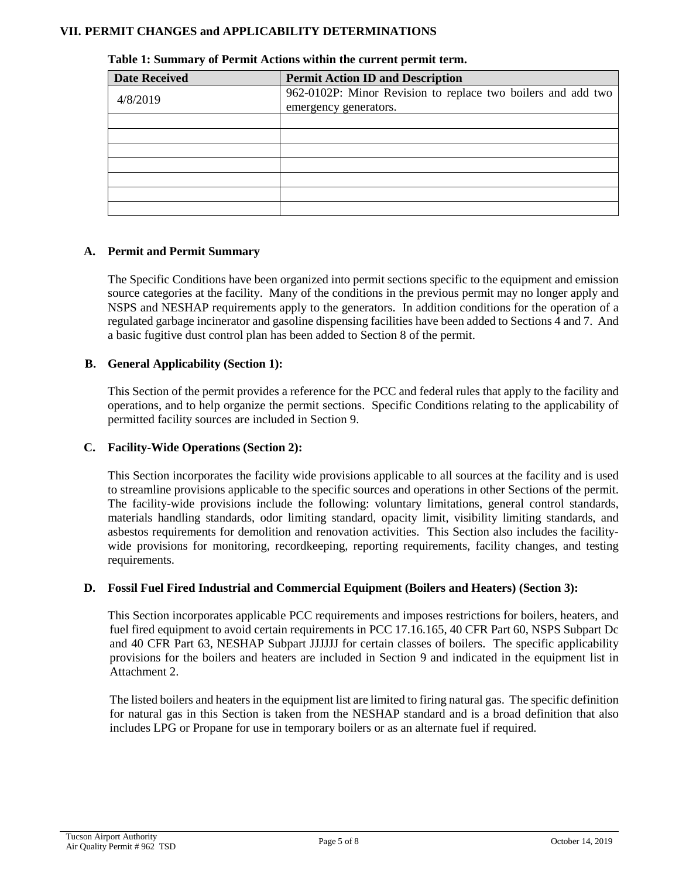## VII. PERMIT CHANGES and APPLICABILITY DETERMINATIONS

**Table 1: Summary of Permit Actions within the current permit term.**

| Date Received | Permit Action ID and Description |
|---|---|
| 4/8/2019 | 962-0102P: Minor Revision to replace two boilers and add two emergency generators. |
| | |
| | |
| | |
| | |
| | |
| | |
| | |

### A. Permit and Permit Summary

The Specific Conditions have been organized into permit sections specific to the equipment and emission source categories at the facility. Many of the conditions in the previous permit may no longer apply and NSPS and NESHAP requirements apply to the generators. In addition conditions for the operation of a regulated garbage incinerator and gasoline dispensing facilities have been added to Sections 4 and 7. And a basic fugitive dust control plan has been added to Section 8 of the permit.

### B. General Applicability (Section 1):

This Section of the permit provides a reference for the PCC and federal rules that apply to the facility and operations, and to help organize the permit sections. Specific Conditions relating to the applicability of permitted facility sources are included in Section 9.

### C. Facility-Wide Operations (Section 2):

This Section incorporates the facility wide provisions applicable to all sources at the facility and is used to streamline provisions applicable to the specific sources and operations in other Sections of the permit. The facility-wide provisions include the following: voluntary limitations, general control standards, materials handling standards, odor limiting standard, opacity limit, visibility limiting standards, and asbestos requirements for demolition and renovation activities. This Section also includes the facility-wide provisions for monitoring, recordkeeping, reporting requirements, facility changes, and testing requirements.

### D. Fossil Fuel Fired Industrial and Commercial Equipment (Boilers and Heaters) (Section 3):

This Section incorporates applicable PCC requirements and imposes restrictions for boilers, heaters, and fuel fired equipment to avoid certain requirements in PCC 17.16.165, 40 CFR Part 60, NSPS Subpart Dc and 40 CFR Part 63, NESHAP Subpart JJJJJJ for certain classes of boilers. The specific applicability provisions for the boilers and heaters are included in Section 9 and indicated in the equipment list in Attachment 2.

The listed boilers and heaters in the equipment list are limited to firing natural gas. The specific definition for natural gas in this Section is taken from the NESHAP standard and is a broad definition that also includes LPG or Propane for use in temporary boilers or as an alternate fuel if required.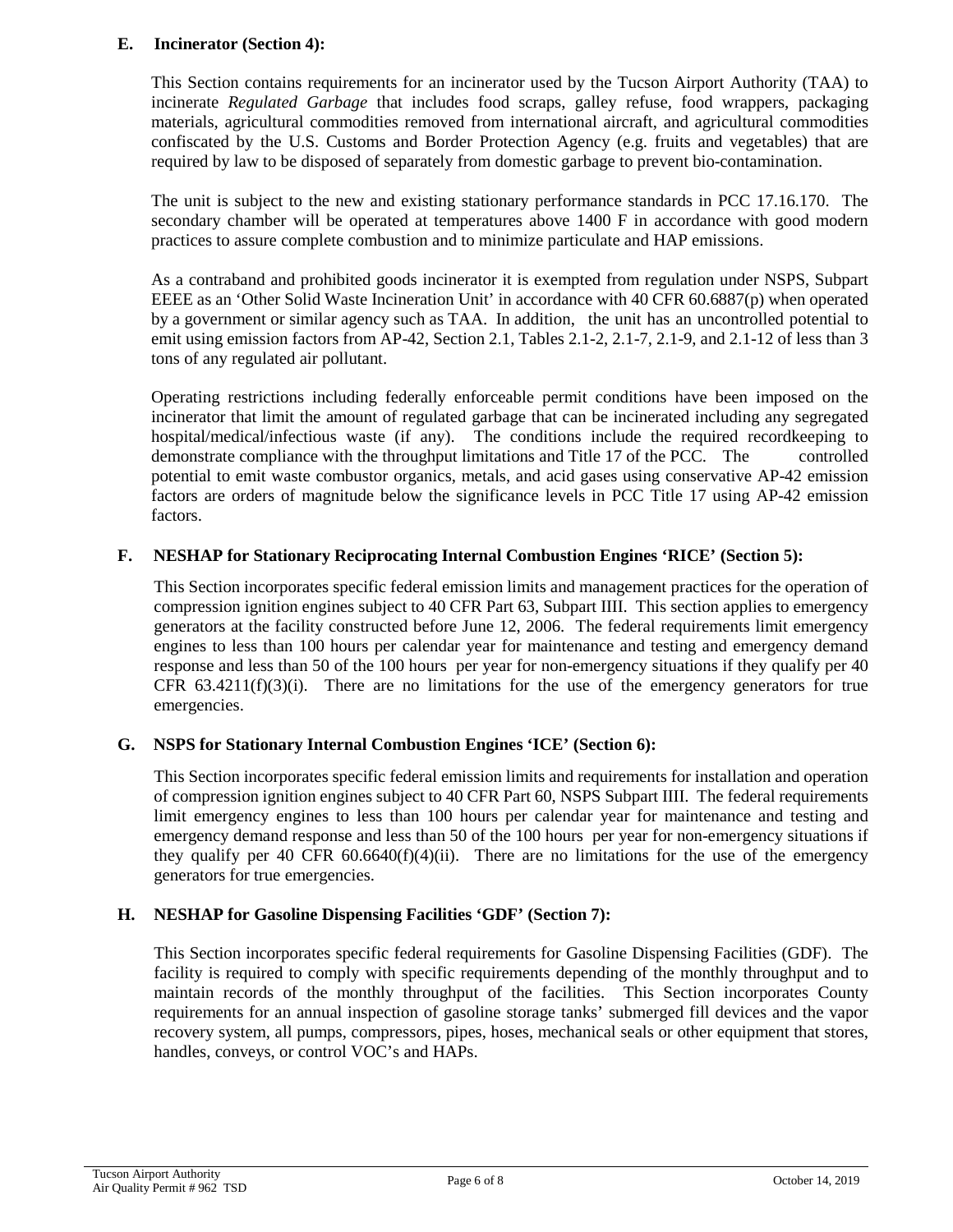### E. Incinerator (Section 4):

This Section contains requirements for an incinerator used by the Tucson Airport Authority (TAA) to incinerate *Regulated Garbage* that includes food scraps, galley refuse, food wrappers, packaging materials, agricultural commodities removed from international aircraft, and agricultural commodities confiscated by the U.S. Customs and Border Protection Agency (e.g. fruits and vegetables) that are required by law to be disposed of separately from domestic garbage to prevent bio-contamination.

The unit is subject to the new and existing stationary performance standards in PCC 17.16.170. The secondary chamber will be operated at temperatures above 1400 F in accordance with good modern practices to assure complete combustion and to minimize particulate and HAP emissions.

As a contraband and prohibited goods incinerator it is exempted from regulation under NSPS, Subpart EEEE as an 'Other Solid Waste Incineration Unit' in accordance with 40 CFR 60.6887(p) when operated by a government or similar agency such as TAA. In addition, the unit has an uncontrolled potential to emit using emission factors from AP-42, Section 2.1, Tables 2.1-2, 2.1-7, 2.1-9, and 2.1-12 of less than 3 tons of any regulated air pollutant.

Operating restrictions including federally enforceable permit conditions have been imposed on the incinerator that limit the amount of regulated garbage that can be incinerated including any segregated hospital/medical/infectious waste (if any). The conditions include the required recordkeeping to demonstrate compliance with the throughput limitations and Title 17 of the PCC. The controlled potential to emit waste combustor organics, metals, and acid gases using conservative AP-42 emission factors are orders of magnitude below the significance levels in PCC Title 17 using AP-42 emission factors.

### F. NESHAP for Stationary Reciprocating Internal Combustion Engines 'RICE' (Section 5):

This Section incorporates specific federal emission limits and management practices for the operation of compression ignition engines subject to 40 CFR Part 63, Subpart IIII. This section applies to emergency generators at the facility constructed before June 12, 2006. The federal requirements limit emergency engines to less than 100 hours per calendar year for maintenance and testing and emergency demand response and less than 50 of the 100 hours per year for non-emergency situations if they qualify per 40 CFR 63.4211(f)(3)(i). There are no limitations for the use of the emergency generators for true emergencies.

### G. NSPS for Stationary Internal Combustion Engines 'ICE' (Section 6):

This Section incorporates specific federal emission limits and requirements for installation and operation of compression ignition engines subject to 40 CFR Part 60, NSPS Subpart IIII. The federal requirements limit emergency engines to less than 100 hours per calendar year for maintenance and testing and emergency demand response and less than 50 of the 100 hours per year for non-emergency situations if they qualify per 40 CFR 60.6640(f)(4)(ii). There are no limitations for the use of the emergency generators for true emergencies.

### H. NESHAP for Gasoline Dispensing Facilities 'GDF' (Section 7):

This Section incorporates specific federal requirements for Gasoline Dispensing Facilities (GDF). The facility is required to comply with specific requirements depending of the monthly throughput and to maintain records of the monthly throughput of the facilities. This Section incorporates County requirements for an annual inspection of gasoline storage tanks' submerged fill devices and the vapor recovery system, all pumps, compressors, pipes, hoses, mechanical seals or other equipment that stores, handles, conveys, or control VOC's and HAPs.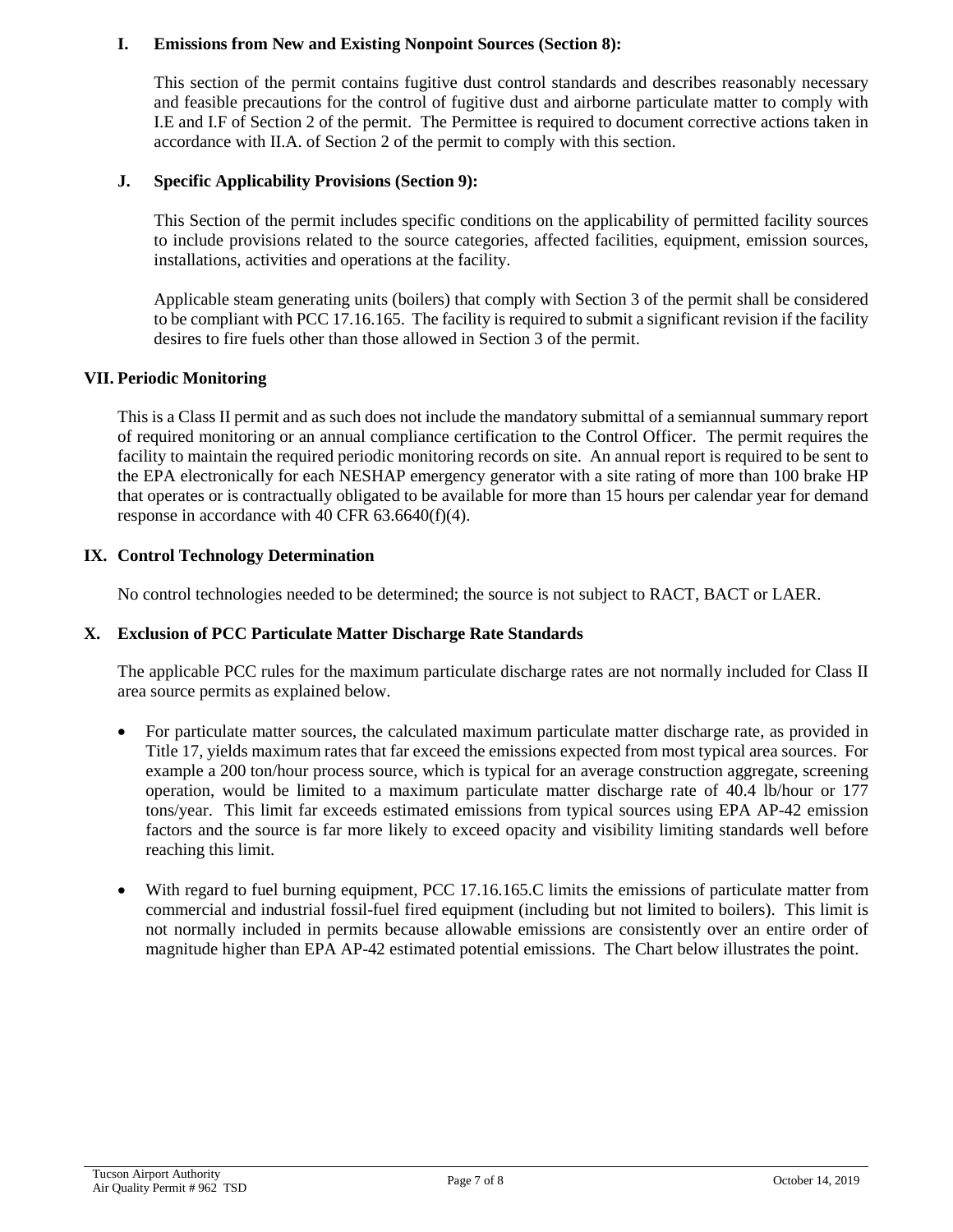### I. Emissions from New and Existing Nonpoint Sources (Section 8):

This section of the permit contains fugitive dust control standards and describes reasonably necessary and feasible precautions for the control of fugitive dust and airborne particulate matter to comply with I.E and I.F of Section 2 of the permit. The Permittee is required to document corrective actions taken in accordance with II.A. of Section 2 of the permit to comply with this section.

### J. Specific Applicability Provisions (Section 9):

This Section of the permit includes specific conditions on the applicability of permitted facility sources to include provisions related to the source categories, affected facilities, equipment, emission sources, installations, activities and operations at the facility.

Applicable steam generating units (boilers) that comply with Section 3 of the permit shall be considered to be compliant with PCC 17.16.165. The facility is required to submit a significant revision if the facility desires to fire fuels other than those allowed in Section 3 of the permit.

## VII. Periodic Monitoring

This is a Class II permit and as such does not include the mandatory submittal of a semiannual summary report of required monitoring or an annual compliance certification to the Control Officer. The permit requires the facility to maintain the required periodic monitoring records on site. An annual report is required to be sent to the EPA electronically for each NESHAP emergency generator with a site rating of more than 100 brake HP that operates or is contractually obligated to be available for more than 15 hours per calendar year for demand response in accordance with 40 CFR 63.6640(f)(4).

## IX. Control Technology Determination

No control technologies needed to be determined; the source is not subject to RACT, BACT or LAER.

## X. Exclusion of PCC Particulate Matter Discharge Rate Standards

The applicable PCC rules for the maximum particulate discharge rates are not normally included for Class II area source permits as explained below.

- For particulate matter sources, the calculated maximum particulate matter discharge rate, as provided in Title 17, yields maximum rates that far exceed the emissions expected from most typical area sources. For example a 200 ton/hour process source, which is typical for an average construction aggregate, screening operation, would be limited to a maximum particulate matter discharge rate of 40.4 lb/hour or 177 tons/year. This limit far exceeds estimated emissions from typical sources using EPA AP-42 emission factors and the source is far more likely to exceed opacity and visibility limiting standards well before reaching this limit.
- With regard to fuel burning equipment, PCC 17.16.165.C limits the emissions of particulate matter from commercial and industrial fossil-fuel fired equipment (including but not limited to boilers). This limit is not normally included in permits because allowable emissions are consistently over an entire order of magnitude higher than EPA AP-42 estimated potential emissions. The Chart below illustrates the point.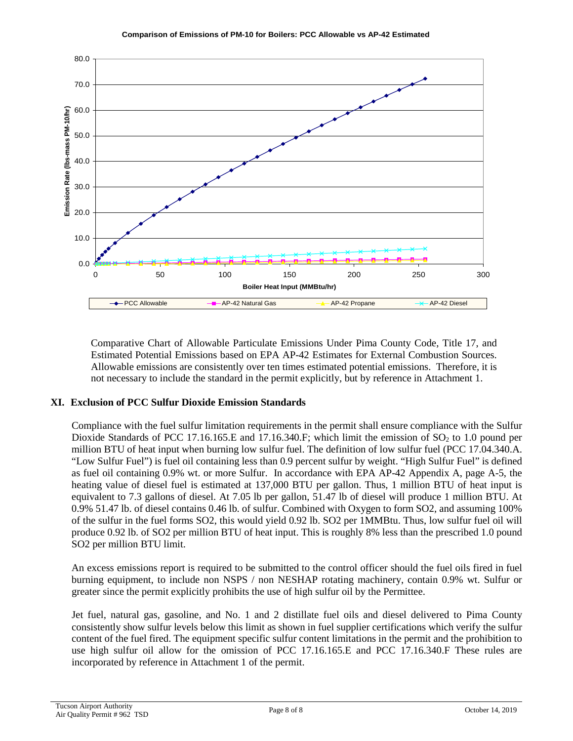**Comparison of Emissions of PM-10 for Boilers: PCC Allowable vs AP-42 Estimated**

Emission Rate (lbs-mass PM-10/hr)

80.0
70.0
60.0
50.0
40.0
30.0
20.0
10.0
0.0

0 50 100 150 200 250 300

Boiler Heat Input (MMBtu/hr)

PCC Allowable | AP-42 Natural Gas | AP-42 Propane | AP-42 Diesel

Comparative Chart of Allowable Particulate Emissions Under Pima County Code, Title 17, and Estimated Potential Emissions based on EPA AP-42 Estimates for External Combustion Sources. Allowable emissions are consistently over ten times estimated potential emissions. Therefore, it is not necessary to include the standard in the permit explicitly, but by reference in Attachment 1.

## XI. Exclusion of PCC Sulfur Dioxide Emission Standards

Compliance with the fuel sulfur limitation requirements in the permit shall ensure compliance with the Sulfur Dioxide Standards of PCC 17.16.165.E and 17.16.340.F; which limit the emission of $SO_2$ to 1.0 pound per million BTU of heat input when burning low sulfur fuel. The definition of low sulfur fuel (PCC 17.04.340.A. "Low Sulfur Fuel") is fuel oil containing less than 0.9 percent sulfur by weight. "High Sulfur Fuel" is defined as fuel oil containing 0.9% wt. or more Sulfur. In accordance with EPA AP-42 Appendix A, page A-5, the heating value of diesel fuel is estimated at 137,000 BTU per gallon. Thus, 1 million BTU of heat input is equivalent to 7.3 gallons of diesel. At 7.05 lb per gallon, 51.47 lb of diesel will produce 1 million BTU. At 0.9% 51.47 lb. of diesel contains 0.46 lb. of sulfur. Combined with Oxygen to form SO2, and assuming 100% of the sulfur in the fuel forms SO2, this would yield 0.92 lb. SO2 per 1MMBtu. Thus, low sulfur fuel oil will produce 0.92 lb. of SO2 per million BTU of heat input. This is roughly 8% less than the prescribed 1.0 pound SO2 per million BTU limit.

An excess emissions report is required to be submitted to the control officer should the fuel oils fired in fuel burning equipment, to include non NSPS / non NESHAP rotating machinery, contain 0.9% wt. Sulfur or greater since the permit explicitly prohibits the use of high sulfur oil by the Permittee.

Jet fuel, natural gas, gasoline, and No. 1 and 2 distillate fuel oils and diesel delivered to Pima County consistently show sulfur levels below this limit as shown in fuel supplier certifications which verify the sulfur content of the fuel fired. The equipment specific sulfur content limitations in the permit and the prohibition to use high sulfur oil allow for the omission of PCC 17.16.165.E and PCC 17.16.340.F These rules are incorporated by reference in Attachment 1 of the permit.